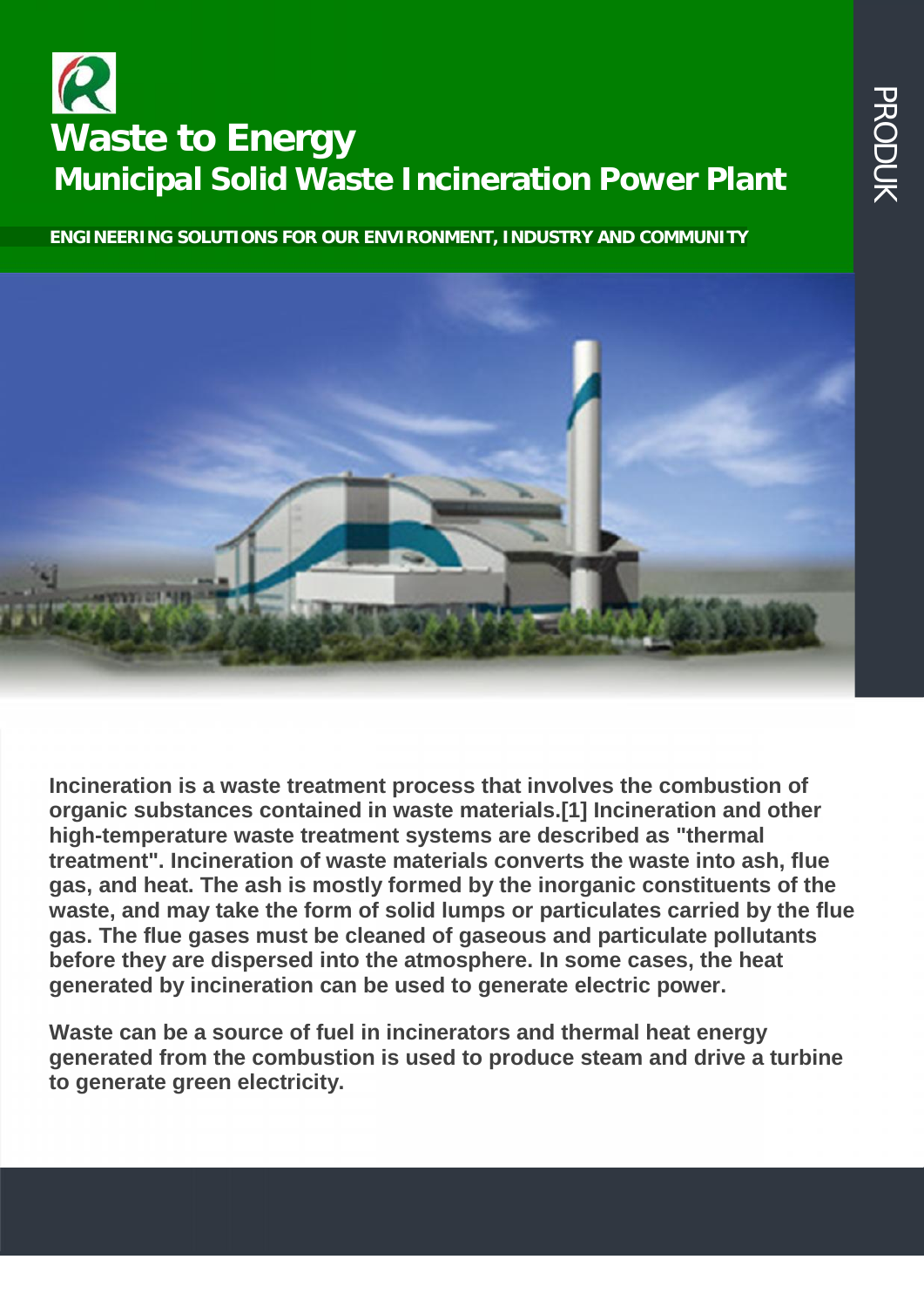# Waste to Energy

## Municipal Solid Waste Incineration Power Plant

**ENGINEERING SOLUTIONS FOR OUR ENVIRONMENT, INDUSTRY AND COMMUNITY**

PRODUK

**Incineration is a waste treatment process that involves the combustion of organic substances contained in waste materials.[1] Incineration and other high-temperature waste treatment systems are described as "thermal treatment". Incineration of waste materials converts the waste into ash, flue gas, and heat. The ash is mostly formed by the inorganic constituents of the waste, and may take the form of solid lumps or particulates carried by the flue gas. The flue gases must be cleaned of gaseous and particulate pollutants before they are dispersed into the atmosphere. In some cases, the heat generated by incineration can be used to generate electric power.**

**Waste can be a source of fuel in incinerators and thermal heat energy generated from the combustion is used to produce steam and drive a turbine to generate green electricity.**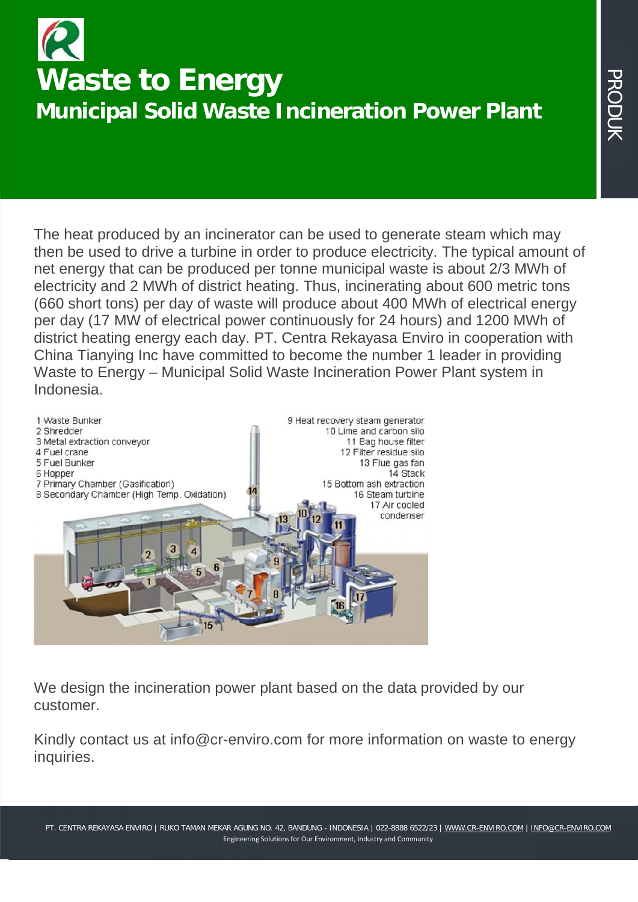# Waste to Energy

## Municipal Solid Waste Incineration Power Plant

The heat produced by an incinerator can be used to generate steam which may then be used to drive a turbine in order to produce electricity. The typical amount of net energy that can be produced per tonne municipal waste is about 2/3 MWh of electricity and 2 MWh of district heating. Thus, incinerating about 600 metric tons (660 short tons) per day of waste will produce about 400 MWh of electrical energy per day (17 MW of electrical power continuously for 24 hours) and 1200 MWh of district heating energy each day. PT. Centra Rekayasa Enviro in cooperation with China Tianying Inc have committed to become the number 1 leader in providing Waste to Energy – Municipal Solid Waste Incineration Power Plant system in Indonesia.

1 Waste Bunker
2 Shredder
3 Metal extraction conveyor
4 Fuel crane
5 Fuel Bunker
6 Hopper
7 Primary Chamber (Gasification)
8 Secondary Chamber (High Temp. Oxidation)
9 Heat recovery steam generator
10 Lime and carbon silo
11 Bag house filter
12 Filter residue silo
13 Flue gas fan
14 Stack
15 Bottom ash extraction
16 Steam turbine
17 Air cooled condenser

We design the incineration power plant based on the data provided by our customer.

Kindly contact us at info@cr-enviro.com for more information on waste to energy inquiries.